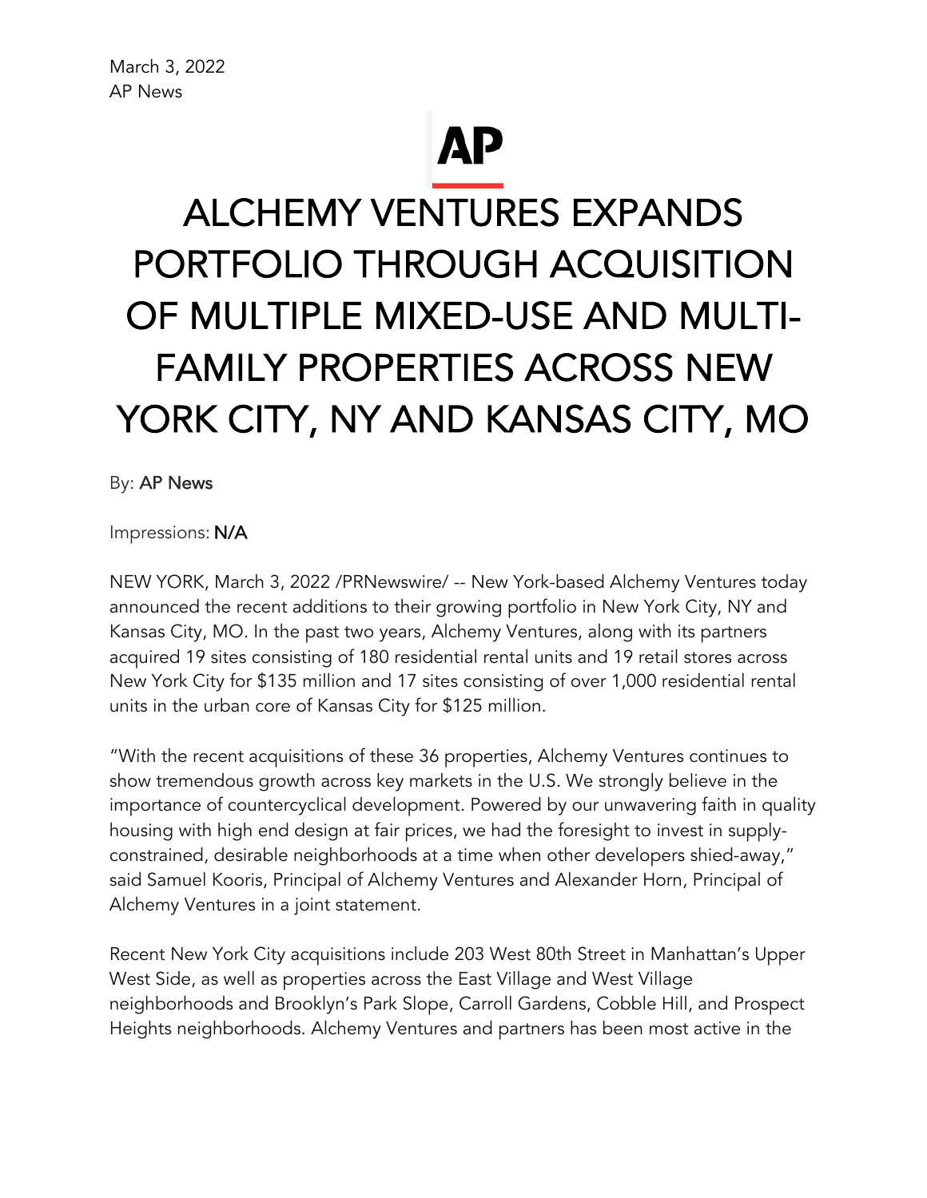March 3, 2022
AP News

AP

# ALCHEMY VENTURES EXPANDS PORTFOLIO THROUGH ACQUISITION OF MULTIPLE MIXED-USE AND MULTI-FAMILY PROPERTIES ACROSS NEW YORK CITY, NY AND KANSAS CITY, MO

By: AP News

Impressions: N/A

NEW YORK, March 3, 2022 /PRNewswire/ -- New York-based Alchemy Ventures today announced the recent additions to their growing portfolio in New York City, NY and Kansas City, MO. In the past two years, Alchemy Ventures, along with its partners acquired 19 sites consisting of 180 residential rental units and 19 retail stores across New York City for $135 million and 17 sites consisting of over 1,000 residential rental units in the urban core of Kansas City for $125 million.

"With the recent acquisitions of these 36 properties, Alchemy Ventures continues to show tremendous growth across key markets in the U.S. We strongly believe in the importance of countercyclical development. Powered by our unwavering faith in quality housing with high end design at fair prices, we had the foresight to invest in supply-constrained, desirable neighborhoods at a time when other developers shied-away," said Samuel Kooris, Principal of Alchemy Ventures and Alexander Horn, Principal of Alchemy Ventures in a joint statement.

Recent New York City acquisitions include 203 West 80th Street in Manhattan's Upper West Side, as well as properties across the East Village and West Village neighborhoods and Brooklyn's Park Slope, Carroll Gardens, Cobble Hill, and Prospect Heights neighborhoods. Alchemy Ventures and partners has been most active in the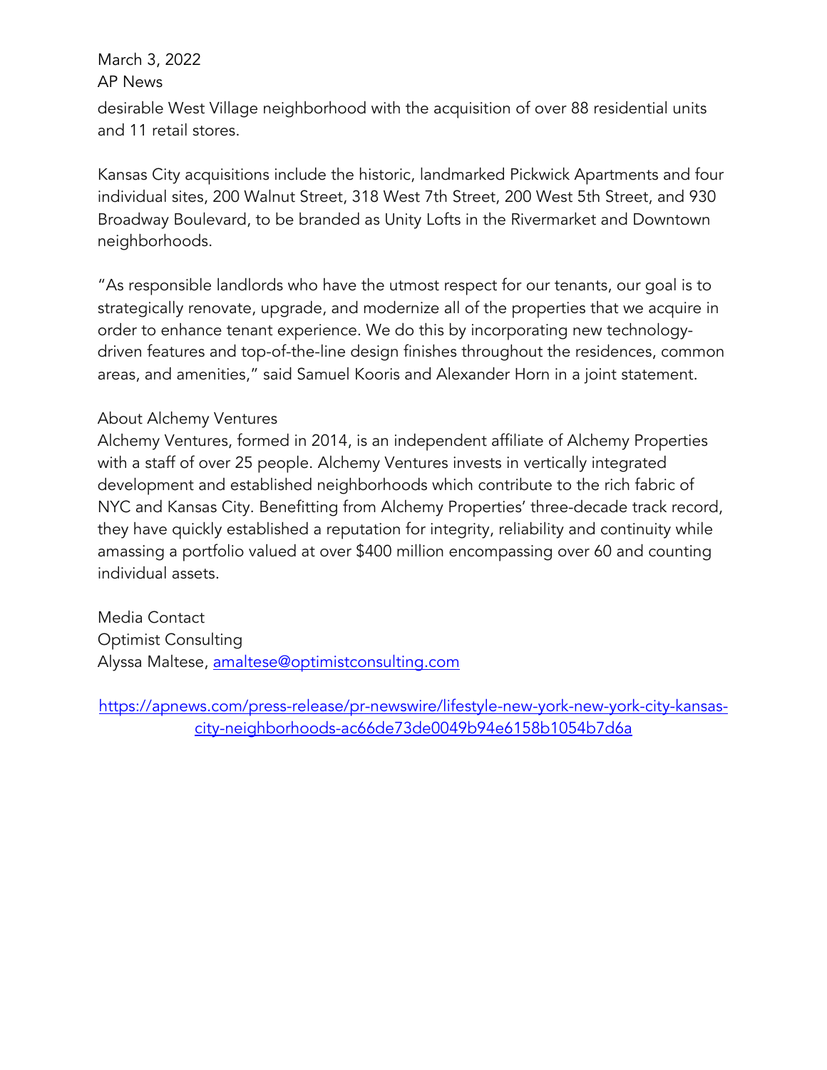March 3, 2022
AP News

desirable West Village neighborhood with the acquisition of over 88 residential units and 11 retail stores.

Kansas City acquisitions include the historic, landmarked Pickwick Apartments and four individual sites, 200 Walnut Street, 318 West 7th Street, 200 West 5th Street, and 930 Broadway Boulevard, to be branded as Unity Lofts in the Rivermarket and Downtown neighborhoods.

"As responsible landlords who have the utmost respect for our tenants, our goal is to strategically renovate, upgrade, and modernize all of the properties that we acquire in order to enhance tenant experience. We do this by incorporating new technology-driven features and top-of-the-line design finishes throughout the residences, common areas, and amenities," said Samuel Kooris and Alexander Horn in a joint statement.

About Alchemy Ventures
Alchemy Ventures, formed in 2014, is an independent affiliate of Alchemy Properties with a staff of over 25 people. Alchemy Ventures invests in vertically integrated development and established neighborhoods which contribute to the rich fabric of NYC and Kansas City. Benefitting from Alchemy Properties' three-decade track record, they have quickly established a reputation for integrity, reliability and continuity while amassing a portfolio valued at over $400 million encompassing over 60 and counting individual assets.

Media Contact
Optimist Consulting
Alyssa Maltese, amaltese@optimistconsulting.com

https://apnews.com/press-release/pr-newswire/lifestyle-new-york-new-york-city-kansas-city-neighborhoods-ac66de73de0049b94e6158b1054b7d6a